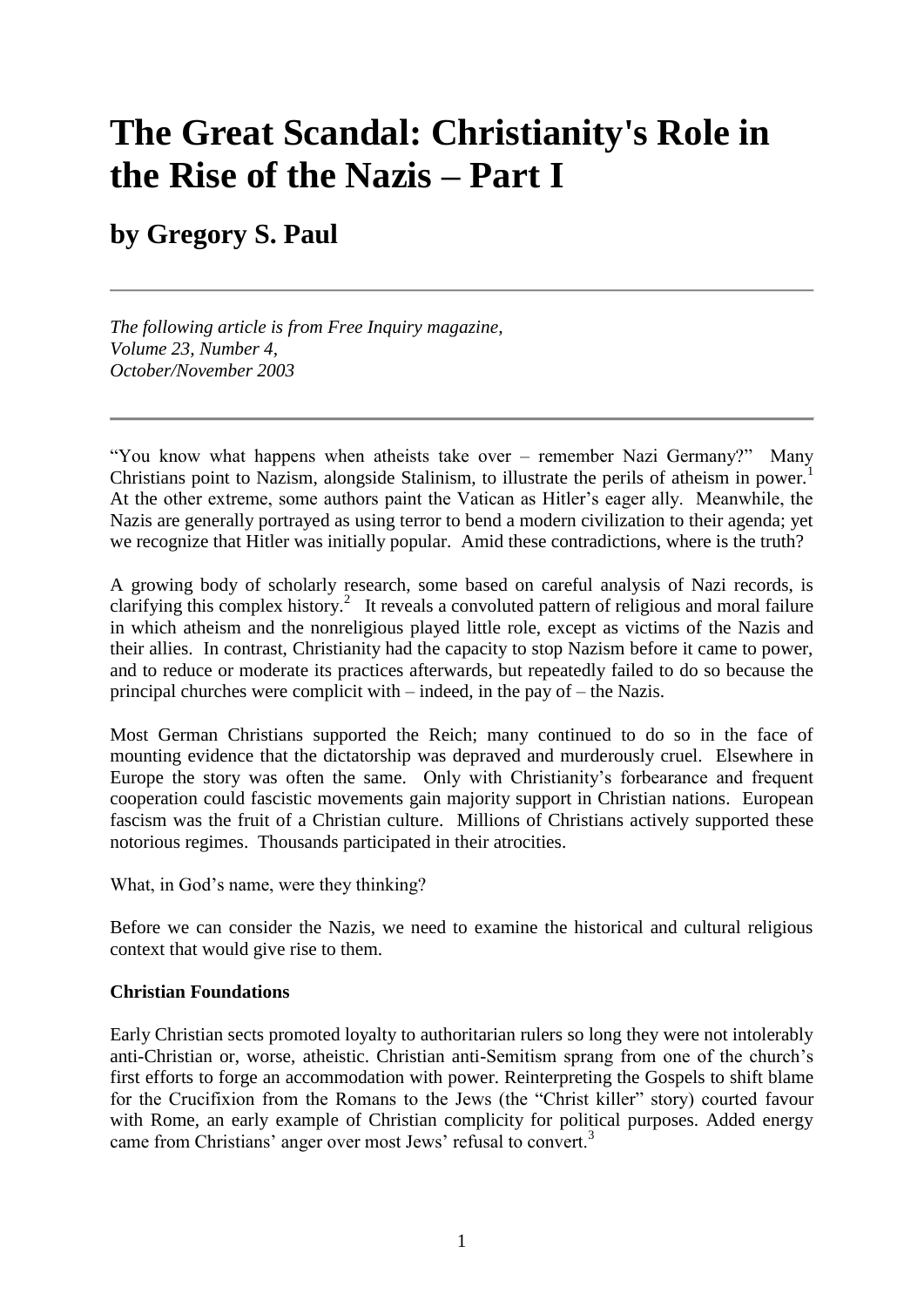# The Great Scandal: Christianity's Role in the Rise of the Nazis – Part I

## by Gregory S. Paul

---

*The following article is from Free Inquiry magazine,*
*Volume 23, Number 4,*
*October/November 2003*

---

"You know what happens when atheists take over – remember Nazi Germany?" Many Christians point to Nazism, alongside Stalinism, to illustrate the perils of atheism in power.[1] At the other extreme, some authors paint the Vatican as Hitler's eager ally. Meanwhile, the Nazis are generally portrayed as using terror to bend a modern civilization to their agenda; yet we recognize that Hitler was initially popular. Amid these contradictions, where is the truth?

A growing body of scholarly research, some based on careful analysis of Nazi records, is clarifying this complex history.[2] It reveals a convoluted pattern of religious and moral failure in which atheism and the nonreligious played little role, except as victims of the Nazis and their allies. In contrast, Christianity had the capacity to stop Nazism before it came to power, and to reduce or moderate its practices afterwards, but repeatedly failed to do so because the principal churches were complicit with – indeed, in the pay of – the Nazis.

Most German Christians supported the Reich; many continued to do so in the face of mounting evidence that the dictatorship was depraved and murderously cruel. Elsewhere in Europe the story was often the same. Only with Christianity's forbearance and frequent cooperation could fascistic movements gain majority support in Christian nations. European fascism was the fruit of a Christian culture. Millions of Christians actively supported these notorious regimes. Thousands participated in their atrocities.

What, in God's name, were they thinking?

Before we can consider the Nazis, we need to examine the historical and cultural religious context that would give rise to them.

**Christian Foundations**

Early Christian sects promoted loyalty to authoritarian rulers so long they were not intolerably anti-Christian or, worse, atheistic. Christian anti-Semitism sprang from one of the church's first efforts to forge an accommodation with power. Reinterpreting the Gospels to shift blame for the Crucifixion from the Romans to the Jews (the "Christ killer" story) courted favour with Rome, an early example of Christian complicity for political purposes. Added energy came from Christians' anger over most Jews' refusal to convert.[3]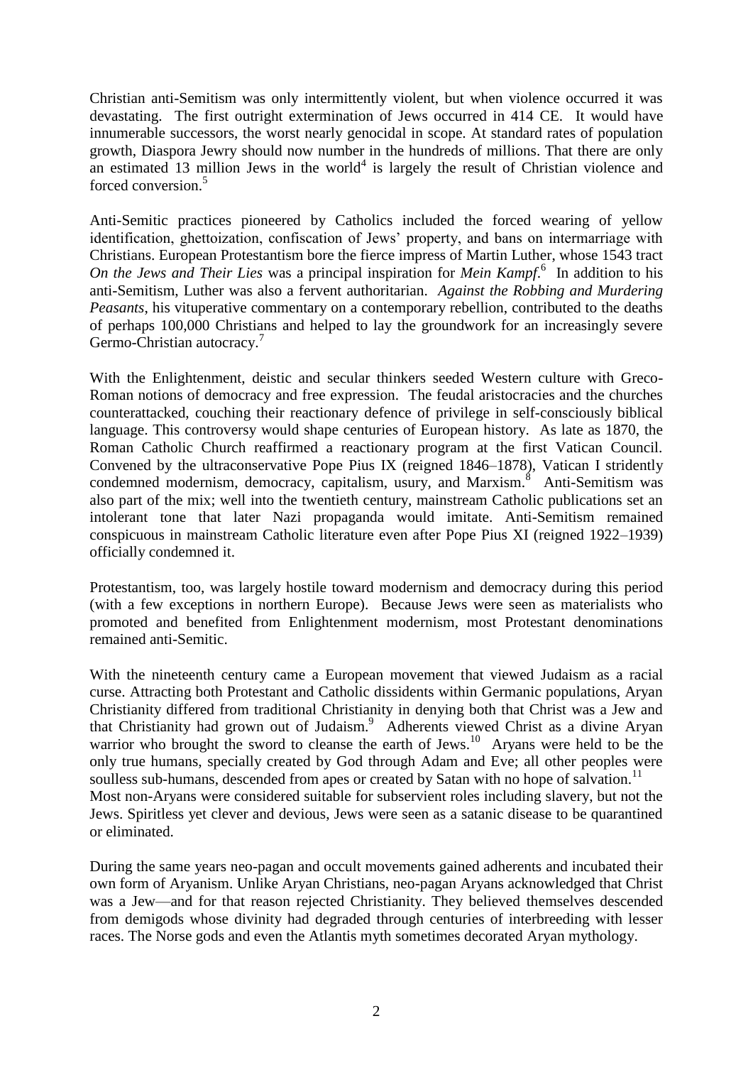Christian anti-Semitism was only intermittently violent, but when violence occurred it was devastating. The first outright extermination of Jews occurred in 414 CE. It would have innumerable successors, the worst nearly genocidal in scope. At standard rates of population growth, Diaspora Jewry should now number in the hundreds of millions. That there are only an estimated 13 million Jews in the world[4] is largely the result of Christian violence and forced conversion.[5]

Anti-Semitic practices pioneered by Catholics included the forced wearing of yellow identification, ghettoization, confiscation of Jews' property, and bans on intermarriage with Christians. European Protestantism bore the fierce impress of Martin Luther, whose 1543 tract *On the Jews and Their Lies* was a principal inspiration for *Mein Kampf*.[6] In addition to his anti-Semitism, Luther was also a fervent authoritarian. *Against the Robbing and Murdering Peasants*, his vituperative commentary on a contemporary rebellion, contributed to the deaths of perhaps 100,000 Christians and helped to lay the groundwork for an increasingly severe Germo-Christian autocracy.[7]

With the Enlightenment, deistic and secular thinkers seeded Western culture with Greco-Roman notions of democracy and free expression. The feudal aristocracies and the churches counterattacked, couching their reactionary defence of privilege in self-consciously biblical language. This controversy would shape centuries of European history. As late as 1870, the Roman Catholic Church reaffirmed a reactionary program at the first Vatican Council. Convened by the ultraconservative Pope Pius IX (reigned 1846–1878), Vatican I stridently condemned modernism, democracy, capitalism, usury, and Marxism.[8] Anti-Semitism was also part of the mix; well into the twentieth century, mainstream Catholic publications set an intolerant tone that later Nazi propaganda would imitate. Anti-Semitism remained conspicuous in mainstream Catholic literature even after Pope Pius XI (reigned 1922–1939) officially condemned it.

Protestantism, too, was largely hostile toward modernism and democracy during this period (with a few exceptions in northern Europe). Because Jews were seen as materialists who promoted and benefited from Enlightenment modernism, most Protestant denominations remained anti-Semitic.

With the nineteenth century came a European movement that viewed Judaism as a racial curse. Attracting both Protestant and Catholic dissidents within Germanic populations, Aryan Christianity differed from traditional Christianity in denying both that Christ was a Jew and that Christianity had grown out of Judaism.[9] Adherents viewed Christ as a divine Aryan warrior who brought the sword to cleanse the earth of Jews.[10] Aryans were held to be the only true humans, specially created by God through Adam and Eve; all other peoples were soulless sub-humans, descended from apes or created by Satan with no hope of salvation.[11] Most non-Aryans were considered suitable for subservient roles including slavery, but not the Jews. Spiritless yet clever and devious, Jews were seen as a satanic disease to be quarantined or eliminated.

During the same years neo-pagan and occult movements gained adherents and incubated their own form of Aryanism. Unlike Aryan Christians, neo-pagan Aryans acknowledged that Christ was a Jew—and for that reason rejected Christianity. They believed themselves descended from demigods whose divinity had degraded through centuries of interbreeding with lesser races. The Norse gods and even the Atlantis myth sometimes decorated Aryan mythology.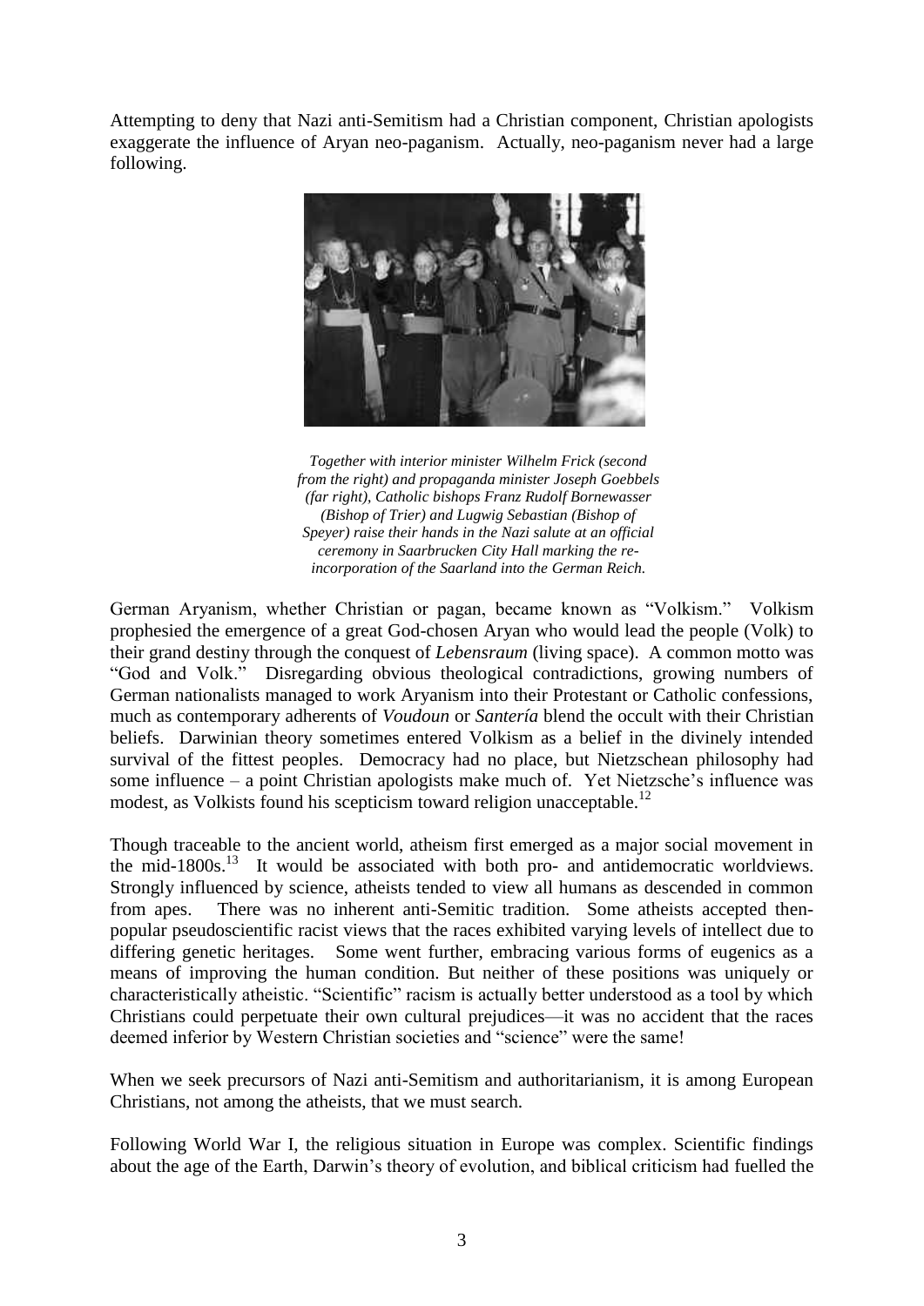Attempting to deny that Nazi anti-Semitism had a Christian component, Christian apologists exaggerate the influence of Aryan neo-paganism. Actually, neo-paganism never had a large following.

*Together with interior minister Wilhelm Frick (second from the right) and propaganda minister Joseph Goebbels (far right), Catholic bishops Franz Rudolf Bornewasser (Bishop of Trier) and Lugwig Sebastian (Bishop of Speyer) raise their hands in the Nazi salute at an official ceremony in Saarbrucken City Hall marking the re-incorporation of the Saarland into the German Reich.*

German Aryanism, whether Christian or pagan, became known as "Volkism." Volkism prophesied the emergence of a great God-chosen Aryan who would lead the people (Volk) to their grand destiny through the conquest of *Lebensraum* (living space). A common motto was "God and Volk." Disregarding obvious theological contradictions, growing numbers of German nationalists managed to work Aryanism into their Protestant or Catholic confessions, much as contemporary adherents of *Voudoun* or *Santería* blend the occult with their Christian beliefs. Darwinian theory sometimes entered Volkism as a belief in the divinely intended survival of the fittest peoples. Democracy had no place, but Nietzschean philosophy had some influence – a point Christian apologists make much of. Yet Nietzsche's influence was modest, as Volkists found his scepticism toward religion unacceptable.[12]

Though traceable to the ancient world, atheism first emerged as a major social movement in the mid-1800s.[13] It would be associated with both pro- and antidemocratic worldviews. Strongly influenced by science, atheists tended to view all humans as descended in common from apes. There was no inherent anti-Semitic tradition. Some atheists accepted then-popular pseudoscientific racist views that the races exhibited varying levels of intellect due to differing genetic heritages. Some went further, embracing various forms of eugenics as a means of improving the human condition. But neither of these positions was uniquely or characteristically atheistic. "Scientific" racism is actually better understood as a tool by which Christians could perpetuate their own cultural prejudices—it was no accident that the races deemed inferior by Western Christian societies and "science" were the same!

When we seek precursors of Nazi anti-Semitism and authoritarianism, it is among European Christians, not among the atheists, that we must search.

Following World War I, the religious situation in Europe was complex. Scientific findings about the age of the Earth, Darwin's theory of evolution, and biblical criticism had fuelled the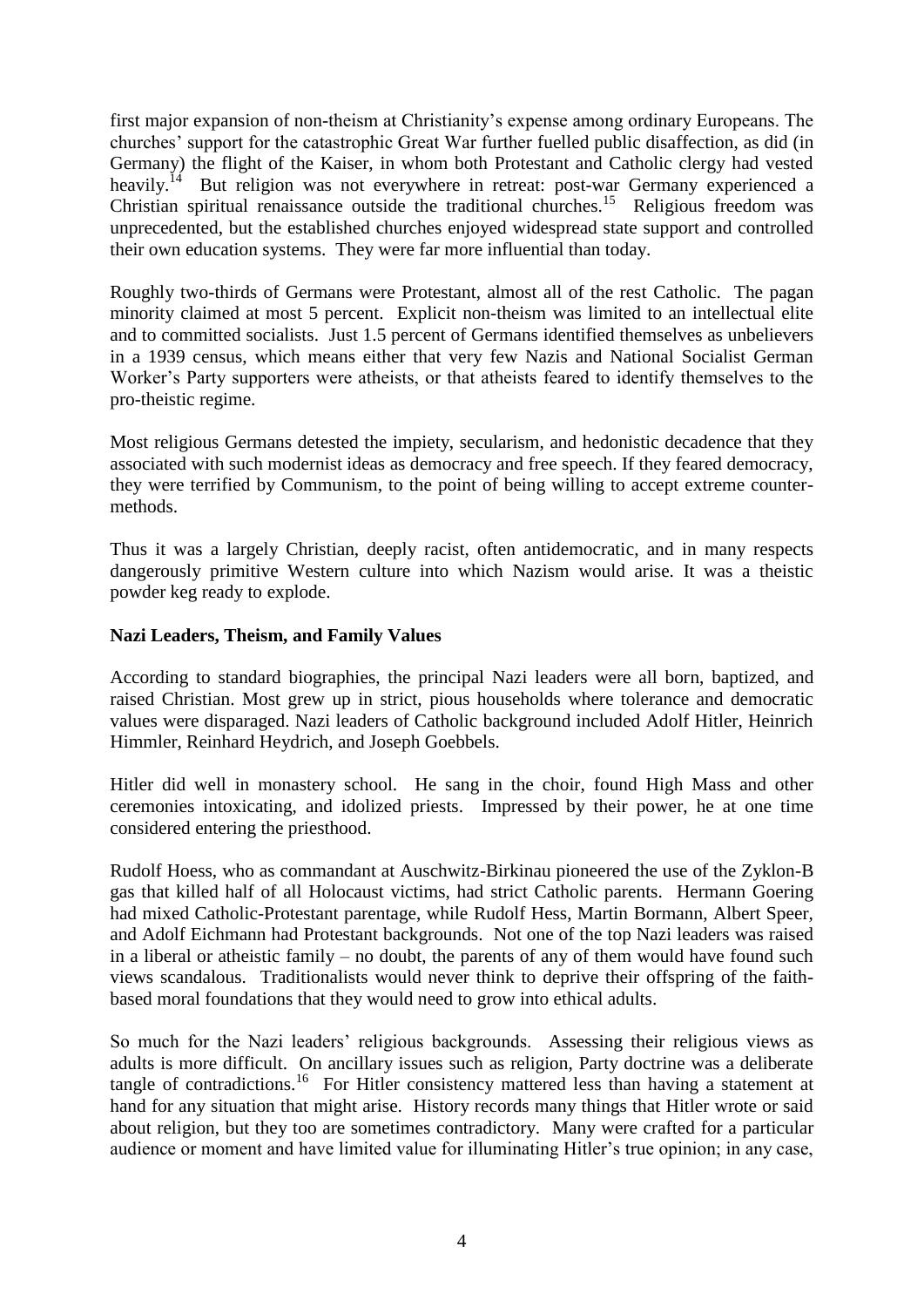first major expansion of non-theism at Christianity's expense among ordinary Europeans. The churches' support for the catastrophic Great War further fuelled public disaffection, as did (in Germany) the flight of the Kaiser, in whom both Protestant and Catholic clergy had vested heavily.[14] But religion was not everywhere in retreat: post-war Germany experienced a Christian spiritual renaissance outside the traditional churches.[15] Religious freedom was unprecedented, but the established churches enjoyed widespread state support and controlled their own education systems. They were far more influential than today.

Roughly two-thirds of Germans were Protestant, almost all of the rest Catholic. The pagan minority claimed at most 5 percent. Explicit non-theism was limited to an intellectual elite and to committed socialists. Just 1.5 percent of Germans identified themselves as unbelievers in a 1939 census, which means either that very few Nazis and National Socialist German Worker's Party supporters were atheists, or that atheists feared to identify themselves to the pro-theistic regime.

Most religious Germans detested the impiety, secularism, and hedonistic decadence that they associated with such modernist ideas as democracy and free speech. If they feared democracy, they were terrified by Communism, to the point of being willing to accept extreme counter-methods.

Thus it was a largely Christian, deeply racist, often antidemocratic, and in many respects dangerously primitive Western culture into which Nazism would arise. It was a theistic powder keg ready to explode.

**Nazi Leaders, Theism, and Family Values**

According to standard biographies, the principal Nazi leaders were all born, baptized, and raised Christian. Most grew up in strict, pious households where tolerance and democratic values were disparaged. Nazi leaders of Catholic background included Adolf Hitler, Heinrich Himmler, Reinhard Heydrich, and Joseph Goebbels.

Hitler did well in monastery school. He sang in the choir, found High Mass and other ceremonies intoxicating, and idolized priests. Impressed by their power, he at one time considered entering the priesthood.

Rudolf Hoess, who as commandant at Auschwitz-Birkinau pioneered the use of the Zyklon-B gas that killed half of all Holocaust victims, had strict Catholic parents. Hermann Goering had mixed Catholic-Protestant parentage, while Rudolf Hess, Martin Bormann, Albert Speer, and Adolf Eichmann had Protestant backgrounds. Not one of the top Nazi leaders was raised in a liberal or atheistic family – no doubt, the parents of any of them would have found such views scandalous. Traditionalists would never think to deprive their offspring of the faith-based moral foundations that they would need to grow into ethical adults.

So much for the Nazi leaders' religious backgrounds. Assessing their religious views as adults is more difficult. On ancillary issues such as religion, Party doctrine was a deliberate tangle of contradictions.[16] For Hitler consistency mattered less than having a statement at hand for any situation that might arise. History records many things that Hitler wrote or said about religion, but they too are sometimes contradictory. Many were crafted for a particular audience or moment and have limited value for illuminating Hitler's true opinion; in any case,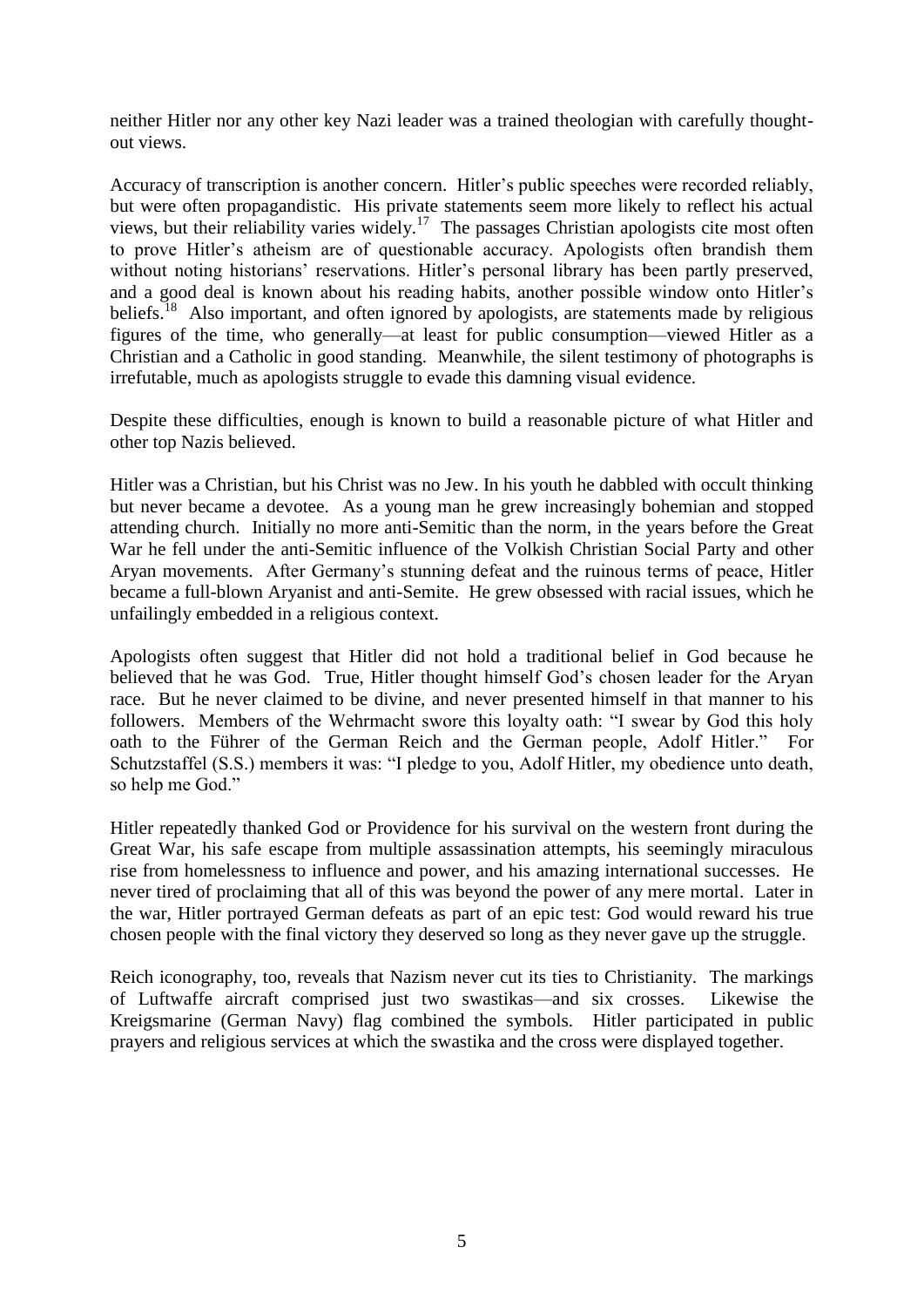neither Hitler nor any other key Nazi leader was a trained theologian with carefully thought-out views.

Accuracy of transcription is another concern. Hitler's public speeches were recorded reliably, but were often propagandistic. His private statements seem more likely to reflect his actual views, but their reliability varies widely.[17] The passages Christian apologists cite most often to prove Hitler's atheism are of questionable accuracy. Apologists often brandish them without noting historians' reservations. Hitler's personal library has been partly preserved, and a good deal is known about his reading habits, another possible window onto Hitler's beliefs.[18] Also important, and often ignored by apologists, are statements made by religious figures of the time, who generally—at least for public consumption—viewed Hitler as a Christian and a Catholic in good standing. Meanwhile, the silent testimony of photographs is irrefutable, much as apologists struggle to evade this damning visual evidence.

Despite these difficulties, enough is known to build a reasonable picture of what Hitler and other top Nazis believed.

Hitler was a Christian, but his Christ was no Jew. In his youth he dabbled with occult thinking but never became a devotee. As a young man he grew increasingly bohemian and stopped attending church. Initially no more anti-Semitic than the norm, in the years before the Great War he fell under the anti-Semitic influence of the Volkish Christian Social Party and other Aryan movements. After Germany's stunning defeat and the ruinous terms of peace, Hitler became a full-blown Aryanist and anti-Semite. He grew obsessed with racial issues, which he unfailingly embedded in a religious context.

Apologists often suggest that Hitler did not hold a traditional belief in God because he believed that he was God. True, Hitler thought himself God's chosen leader for the Aryan race. But he never claimed to be divine, and never presented himself in that manner to his followers. Members of the Wehrmacht swore this loyalty oath: "I swear by God this holy oath to the Führer of the German Reich and the German people, Adolf Hitler." For Schutzstaffel (S.S.) members it was: "I pledge to you, Adolf Hitler, my obedience unto death, so help me God."

Hitler repeatedly thanked God or Providence for his survival on the western front during the Great War, his safe escape from multiple assassination attempts, his seemingly miraculous rise from homelessness to influence and power, and his amazing international successes. He never tired of proclaiming that all of this was beyond the power of any mere mortal. Later in the war, Hitler portrayed German defeats as part of an epic test: God would reward his true chosen people with the final victory they deserved so long as they never gave up the struggle.

Reich iconography, too, reveals that Nazism never cut its ties to Christianity. The markings of Luftwaffe aircraft comprised just two swastikas—and six crosses. Likewise the Kreigsmarine (German Navy) flag combined the symbols. Hitler participated in public prayers and religious services at which the swastika and the cross were displayed together.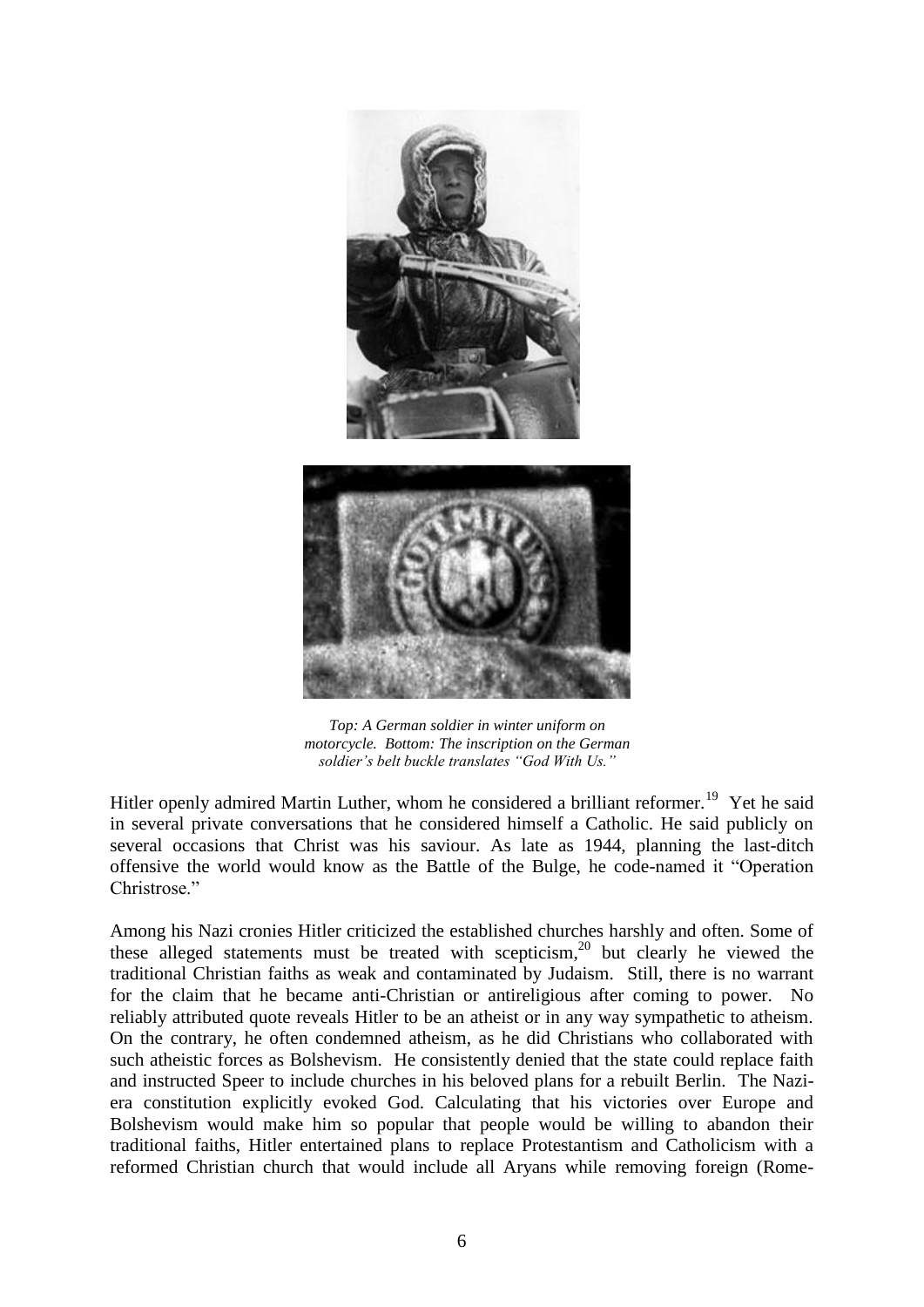*Top: A German soldier in winter uniform on motorcycle. Bottom: The inscription on the German soldier's belt buckle translates "God With Us."*

Hitler openly admired Martin Luther, whom he considered a brilliant reformer.[19] Yet he said in several private conversations that he considered himself a Catholic. He said publicly on several occasions that Christ was his saviour. As late as 1944, planning the last-ditch offensive the world would know as the Battle of the Bulge, he code-named it "Operation Christrose."

Among his Nazi cronies Hitler criticized the established churches harshly and often. Some of these alleged statements must be treated with scepticism,[20] but clearly he viewed the traditional Christian faiths as weak and contaminated by Judaism. Still, there is no warrant for the claim that he became anti-Christian or antireligious after coming to power. No reliably attributed quote reveals Hitler to be an atheist or in any way sympathetic to atheism. On the contrary, he often condemned atheism, as he did Christians who collaborated with such atheistic forces as Bolshevism. He consistently denied that the state could replace faith and instructed Speer to include churches in his beloved plans for a rebuilt Berlin. The Nazi-era constitution explicitly evoked God. Calculating that his victories over Europe and Bolshevism would make him so popular that people would be willing to abandon their traditional faiths, Hitler entertained plans to replace Protestantism and Catholicism with a reformed Christian church that would include all Aryans while removing foreign (Rome-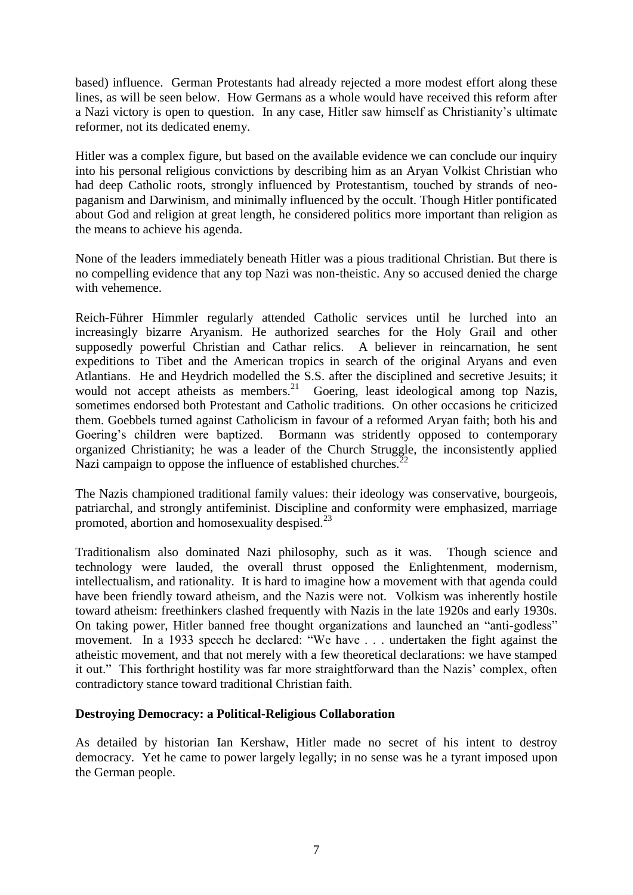based) influence. German Protestants had already rejected a more modest effort along these lines, as will be seen below. How Germans as a whole would have received this reform after a Nazi victory is open to question. In any case, Hitler saw himself as Christianity's ultimate reformer, not its dedicated enemy.

Hitler was a complex figure, but based on the available evidence we can conclude our inquiry into his personal religious convictions by describing him as an Aryan Volkist Christian who had deep Catholic roots, strongly influenced by Protestantism, touched by strands of neo-paganism and Darwinism, and minimally influenced by the occult. Though Hitler pontificated about God and religion at great length, he considered politics more important than religion as the means to achieve his agenda.

None of the leaders immediately beneath Hitler was a pious traditional Christian. But there is no compelling evidence that any top Nazi was non-theistic. Any so accused denied the charge with vehemence.

Reich-Führer Himmler regularly attended Catholic services until he lurched into an increasingly bizarre Aryanism. He authorized searches for the Holy Grail and other supposedly powerful Christian and Cathar relics. A believer in reincarnation, he sent expeditions to Tibet and the American tropics in search of the original Aryans and even Atlantians. He and Heydrich modelled the S.S. after the disciplined and secretive Jesuits; it would not accept atheists as members.[21] Goering, least ideological among top Nazis, sometimes endorsed both Protestant and Catholic traditions. On other occasions he criticized them. Goebbels turned against Catholicism in favour of a reformed Aryan faith; both his and Goering's children were baptized. Bormann was stridently opposed to contemporary organized Christianity; he was a leader of the Church Struggle, the inconsistently applied Nazi campaign to oppose the influence of established churches.[22]

The Nazis championed traditional family values: their ideology was conservative, bourgeois, patriarchal, and strongly antifeminist. Discipline and conformity were emphasized, marriage promoted, abortion and homosexuality despised.[23]

Traditionalism also dominated Nazi philosophy, such as it was. Though science and technology were lauded, the overall thrust opposed the Enlightenment, modernism, intellectualism, and rationality. It is hard to imagine how a movement with that agenda could have been friendly toward atheism, and the Nazis were not. Volkism was inherently hostile toward atheism: freethinkers clashed frequently with Nazis in the late 1920s and early 1930s. On taking power, Hitler banned free thought organizations and launched an "anti-godless" movement. In a 1933 speech he declared: "We have . . . undertaken the fight against the atheistic movement, and that not merely with a few theoretical declarations: we have stamped it out." This forthright hostility was far more straightforward than the Nazis' complex, often contradictory stance toward traditional Christian faith.

**Destroying Democracy: a Political-Religious Collaboration**

As detailed by historian Ian Kershaw, Hitler made no secret of his intent to destroy democracy. Yet he came to power largely legally; in no sense was he a tyrant imposed upon the German people.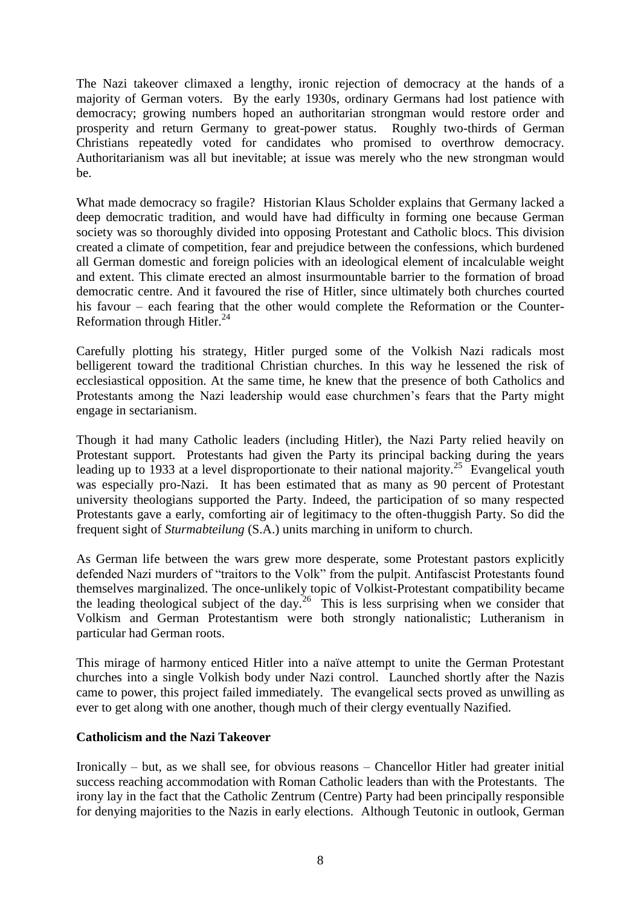The Nazi takeover climaxed a lengthy, ironic rejection of democracy at the hands of a majority of German voters. By the early 1930s, ordinary Germans had lost patience with democracy; growing numbers hoped an authoritarian strongman would restore order and prosperity and return Germany to great-power status. Roughly two-thirds of German Christians repeatedly voted for candidates who promised to overthrow democracy. Authoritarianism was all but inevitable; at issue was merely who the new strongman would be.

What made democracy so fragile? Historian Klaus Scholder explains that Germany lacked a deep democratic tradition, and would have had difficulty in forming one because German society was so thoroughly divided into opposing Protestant and Catholic blocs. This division created a climate of competition, fear and prejudice between the confessions, which burdened all German domestic and foreign policies with an ideological element of incalculable weight and extent. This climate erected an almost insurmountable barrier to the formation of broad democratic centre. And it favoured the rise of Hitler, since ultimately both churches courted his favour – each fearing that the other would complete the Reformation or the Counter-Reformation through Hitler.[24]

Carefully plotting his strategy, Hitler purged some of the Volkish Nazi radicals most belligerent toward the traditional Christian churches. In this way he lessened the risk of ecclesiastical opposition. At the same time, he knew that the presence of both Catholics and Protestants among the Nazi leadership would ease churchmen's fears that the Party might engage in sectarianism.

Though it had many Catholic leaders (including Hitler), the Nazi Party relied heavily on Protestant support. Protestants had given the Party its principal backing during the years leading up to 1933 at a level disproportionate to their national majority.[25] Evangelical youth was especially pro-Nazi. It has been estimated that as many as 90 percent of Protestant university theologians supported the Party. Indeed, the participation of so many respected Protestants gave a early, comforting air of legitimacy to the often-thuggish Party. So did the frequent sight of *Sturmabteilung* (S.A.) units marching in uniform to church.

As German life between the wars grew more desperate, some Protestant pastors explicitly defended Nazi murders of "traitors to the Volk" from the pulpit. Antifascist Protestants found themselves marginalized. The once-unlikely topic of Volkist-Protestant compatibility became the leading theological subject of the day.[26] This is less surprising when we consider that Volkism and German Protestantism were both strongly nationalistic; Lutheranism in particular had German roots.

This mirage of harmony enticed Hitler into a naïve attempt to unite the German Protestant churches into a single Volkish body under Nazi control. Launched shortly after the Nazis came to power, this project failed immediately. The evangelical sects proved as unwilling as ever to get along with one another, though much of their clergy eventually Nazified.

**Catholicism and the Nazi Takeover**

Ironically – but, as we shall see, for obvious reasons – Chancellor Hitler had greater initial success reaching accommodation with Roman Catholic leaders than with the Protestants. The irony lay in the fact that the Catholic Zentrum (Centre) Party had been principally responsible for denying majorities to the Nazis in early elections. Although Teutonic in outlook, German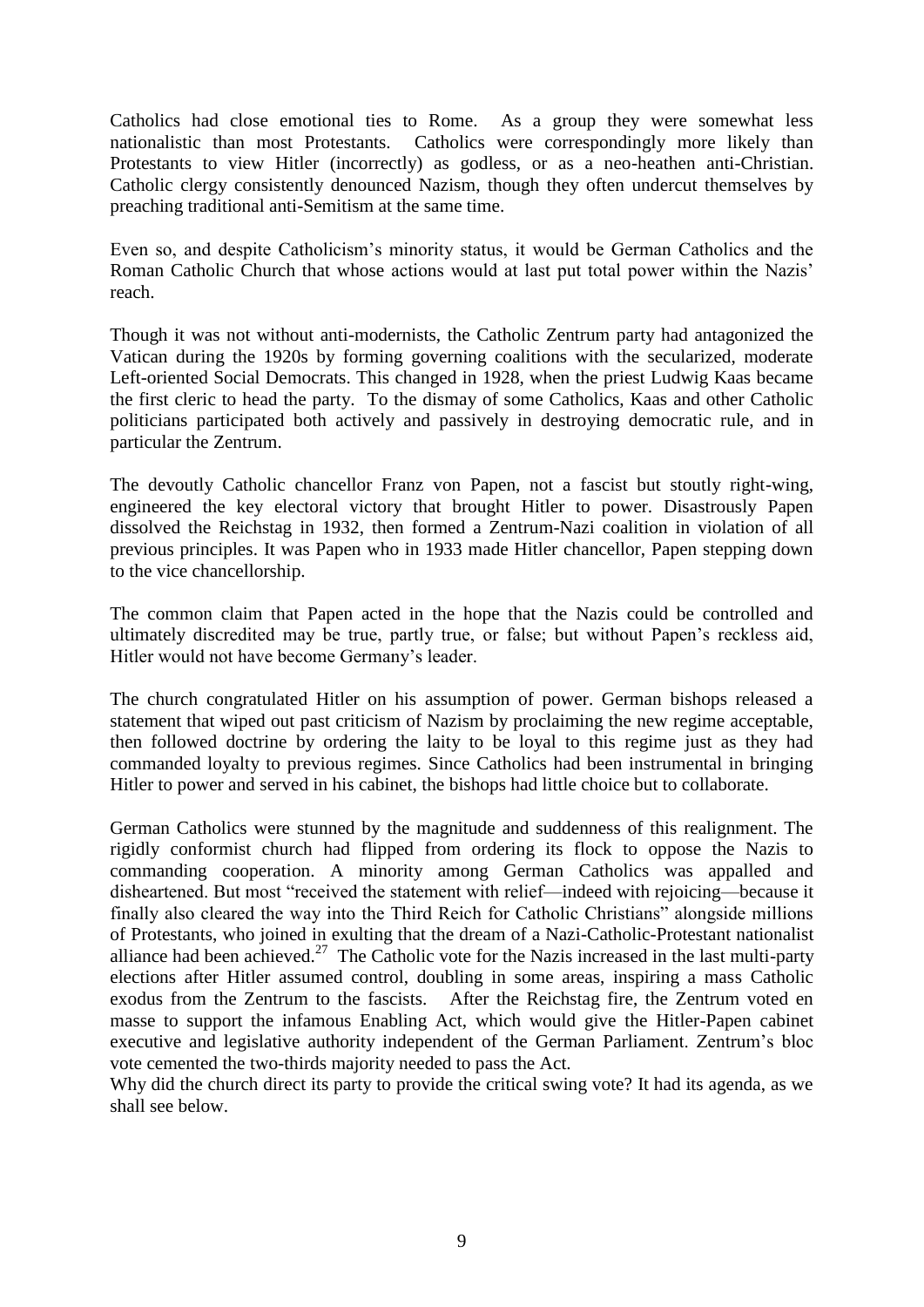Catholics had close emotional ties to Rome. As a group they were somewhat less nationalistic than most Protestants. Catholics were correspondingly more likely than Protestants to view Hitler (incorrectly) as godless, or as a neo-heathen anti-Christian. Catholic clergy consistently denounced Nazism, though they often undercut themselves by preaching traditional anti-Semitism at the same time.

Even so, and despite Catholicism's minority status, it would be German Catholics and the Roman Catholic Church that whose actions would at last put total power within the Nazis' reach.

Though it was not without anti-modernists, the Catholic Zentrum party had antagonized the Vatican during the 1920s by forming governing coalitions with the secularized, moderate Left-oriented Social Democrats. This changed in 1928, when the priest Ludwig Kaas became the first cleric to head the party. To the dismay of some Catholics, Kaas and other Catholic politicians participated both actively and passively in destroying democratic rule, and in particular the Zentrum.

The devoutly Catholic chancellor Franz von Papen, not a fascist but stoutly right-wing, engineered the key electoral victory that brought Hitler to power. Disastrously Papen dissolved the Reichstag in 1932, then formed a Zentrum-Nazi coalition in violation of all previous principles. It was Papen who in 1933 made Hitler chancellor, Papen stepping down to the vice chancellorship.

The common claim that Papen acted in the hope that the Nazis could be controlled and ultimately discredited may be true, partly true, or false; but without Papen's reckless aid, Hitler would not have become Germany's leader.

The church congratulated Hitler on his assumption of power. German bishops released a statement that wiped out past criticism of Nazism by proclaiming the new regime acceptable, then followed doctrine by ordering the laity to be loyal to this regime just as they had commanded loyalty to previous regimes. Since Catholics had been instrumental in bringing Hitler to power and served in his cabinet, the bishops had little choice but to collaborate.

German Catholics were stunned by the magnitude and suddenness of this realignment. The rigidly conformist church had flipped from ordering its flock to oppose the Nazis to commanding cooperation. A minority among German Catholics was appalled and disheartened. But most "received the statement with relief—indeed with rejoicing—because it finally also cleared the way into the Third Reich for Catholic Christians" alongside millions of Protestants, who joined in exulting that the dream of a Nazi-Catholic-Protestant nationalist alliance had been achieved.[27] The Catholic vote for the Nazis increased in the last multi-party elections after Hitler assumed control, doubling in some areas, inspiring a mass Catholic exodus from the Zentrum to the fascists. After the Reichstag fire, the Zentrum voted en masse to support the infamous Enabling Act, which would give the Hitler-Papen cabinet executive and legislative authority independent of the German Parliament. Zentrum's bloc vote cemented the two-thirds majority needed to pass the Act.

Why did the church direct its party to provide the critical swing vote? It had its agenda, as we shall see below.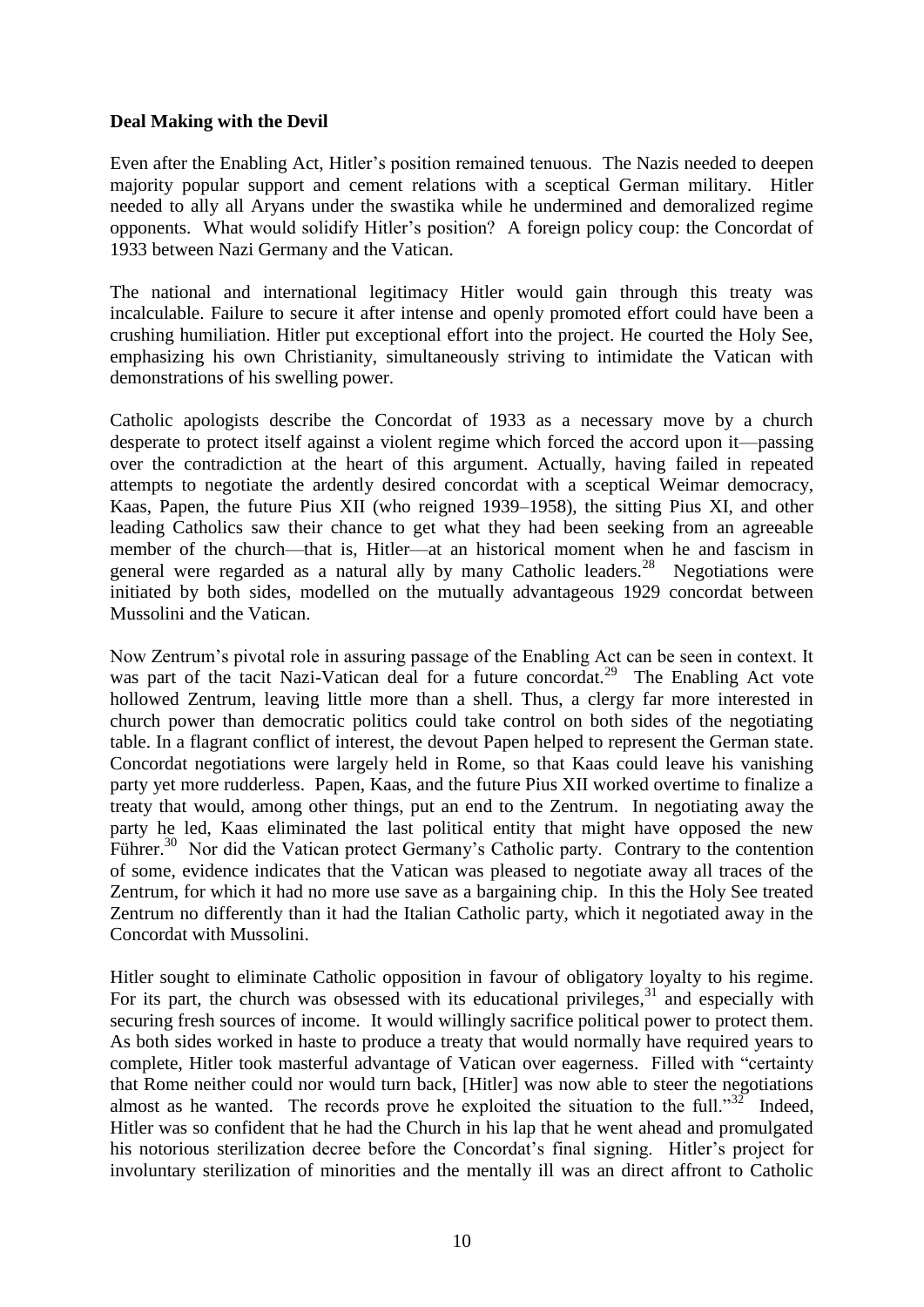**Deal Making with the Devil**

Even after the Enabling Act, Hitler's position remained tenuous. The Nazis needed to deepen majority popular support and cement relations with a sceptical German military. Hitler needed to ally all Aryans under the swastika while he undermined and demoralized regime opponents. What would solidify Hitler's position? A foreign policy coup: the Concordat of 1933 between Nazi Germany and the Vatican.

The national and international legitimacy Hitler would gain through this treaty was incalculable. Failure to secure it after intense and openly promoted effort could have been a crushing humiliation. Hitler put exceptional effort into the project. He courted the Holy See, emphasizing his own Christianity, simultaneously striving to intimidate the Vatican with demonstrations of his swelling power.

Catholic apologists describe the Concordat of 1933 as a necessary move by a church desperate to protect itself against a violent regime which forced the accord upon it—passing over the contradiction at the heart of this argument. Actually, having failed in repeated attempts to negotiate the ardently desired concordat with a sceptical Weimar democracy, Kaas, Papen, the future Pius XII (who reigned 1939–1958), the sitting Pius XI, and other leading Catholics saw their chance to get what they had been seeking from an agreeable member of the church—that is, Hitler—at an historical moment when he and fascism in general were regarded as a natural ally by many Catholic leaders.[28] Negotiations were initiated by both sides, modelled on the mutually advantageous 1929 concordat between Mussolini and the Vatican.

Now Zentrum's pivotal role in assuring passage of the Enabling Act can be seen in context. It was part of the tacit Nazi-Vatican deal for a future concordat.[29] The Enabling Act vote hollowed Zentrum, leaving little more than a shell. Thus, a clergy far more interested in church power than democratic politics could take control on both sides of the negotiating table. In a flagrant conflict of interest, the devout Papen helped to represent the German state. Concordat negotiations were largely held in Rome, so that Kaas could leave his vanishing party yet more rudderless. Papen, Kaas, and the future Pius XII worked overtime to finalize a treaty that would, among other things, put an end to the Zentrum. In negotiating away the party he led, Kaas eliminated the last political entity that might have opposed the new Führer.[30] Nor did the Vatican protect Germany's Catholic party. Contrary to the contention of some, evidence indicates that the Vatican was pleased to negotiate away all traces of the Zentrum, for which it had no more use save as a bargaining chip. In this the Holy See treated Zentrum no differently than it had the Italian Catholic party, which it negotiated away in the Concordat with Mussolini.

Hitler sought to eliminate Catholic opposition in favour of obligatory loyalty to his regime. For its part, the church was obsessed with its educational privileges,[31] and especially with securing fresh sources of income. It would willingly sacrifice political power to protect them. As both sides worked in haste to produce a treaty that would normally have required years to complete, Hitler took masterful advantage of Vatican over eagerness. Filled with "certainty that Rome neither could nor would turn back, [Hitler] was now able to steer the negotiations almost as he wanted. The records prove he exploited the situation to the full."[32] Indeed, Hitler was so confident that he had the Church in his lap that he went ahead and promulgated his notorious sterilization decree before the Concordat's final signing. Hitler's project for involuntary sterilization of minorities and the mentally ill was an direct affront to Catholic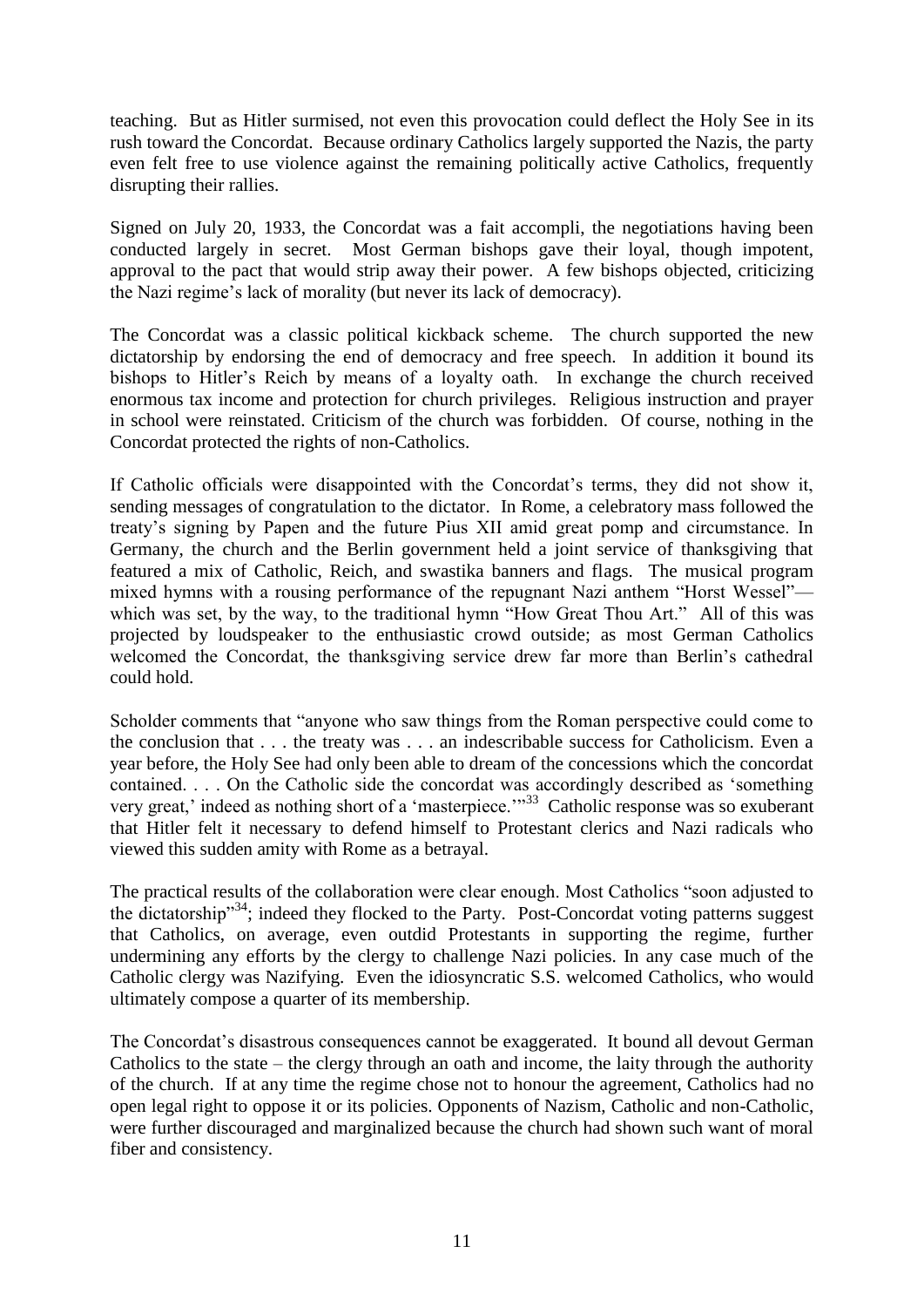teaching. But as Hitler surmised, not even this provocation could deflect the Holy See in its rush toward the Concordat. Because ordinary Catholics largely supported the Nazis, the party even felt free to use violence against the remaining politically active Catholics, frequently disrupting their rallies.

Signed on July 20, 1933, the Concordat was a fait accompli, the negotiations having been conducted largely in secret. Most German bishops gave their loyal, though impotent, approval to the pact that would strip away their power. A few bishops objected, criticizing the Nazi regime's lack of morality (but never its lack of democracy).

The Concordat was a classic political kickback scheme. The church supported the new dictatorship by endorsing the end of democracy and free speech. In addition it bound its bishops to Hitler's Reich by means of a loyalty oath. In exchange the church received enormous tax income and protection for church privileges. Religious instruction and prayer in school were reinstated. Criticism of the church was forbidden. Of course, nothing in the Concordat protected the rights of non-Catholics.

If Catholic officials were disappointed with the Concordat's terms, they did not show it, sending messages of congratulation to the dictator. In Rome, a celebratory mass followed the treaty's signing by Papen and the future Pius XII amid great pomp and circumstance. In Germany, the church and the Berlin government held a joint service of thanksgiving that featured a mix of Catholic, Reich, and swastika banners and flags. The musical program mixed hymns with a rousing performance of the repugnant Nazi anthem "Horst Wessel"—which was set, by the way, to the traditional hymn "How Great Thou Art." All of this was projected by loudspeaker to the enthusiastic crowd outside; as most German Catholics welcomed the Concordat, the thanksgiving service drew far more than Berlin's cathedral could hold.

Scholder comments that "anyone who saw things from the Roman perspective could come to the conclusion that . . . the treaty was . . . an indescribable success for Catholicism. Even a year before, the Holy See had only been able to dream of the concessions which the concordat contained. . . . On the Catholic side the concordat was accordingly described as 'something very great,' indeed as nothing short of a 'masterpiece.'"[33] Catholic response was so exuberant that Hitler felt it necessary to defend himself to Protestant clerics and Nazi radicals who viewed this sudden amity with Rome as a betrayal.

The practical results of the collaboration were clear enough. Most Catholics "soon adjusted to the dictatorship"[34]; indeed they flocked to the Party. Post-Concordat voting patterns suggest that Catholics, on average, even outdid Protestants in supporting the regime, further undermining any efforts by the clergy to challenge Nazi policies. In any case much of the Catholic clergy was Nazifying. Even the idiosyncratic S.S. welcomed Catholics, who would ultimately compose a quarter of its membership.

The Concordat's disastrous consequences cannot be exaggerated. It bound all devout German Catholics to the state – the clergy through an oath and income, the laity through the authority of the church. If at any time the regime chose not to honour the agreement, Catholics had no open legal right to oppose it or its policies. Opponents of Nazism, Catholic and non-Catholic, were further discouraged and marginalized because the church had shown such want of moral fiber and consistency.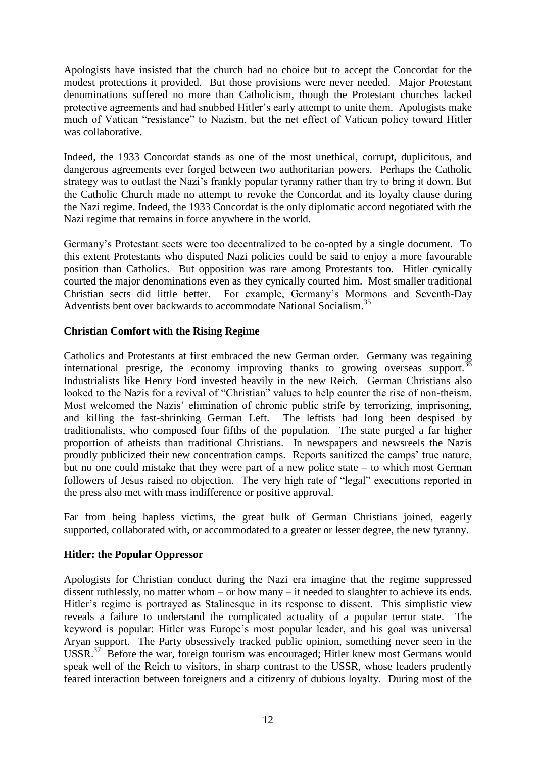Apologists have insisted that the church had no choice but to accept the Concordat for the modest protections it provided. But those provisions were never needed. Major Protestant denominations suffered no more than Catholicism, though the Protestant churches lacked protective agreements and had snubbed Hitler's early attempt to unite them. Apologists make much of Vatican "resistance" to Nazism, but the net effect of Vatican policy toward Hitler was collaborative.

Indeed, the 1933 Concordat stands as one of the most unethical, corrupt, duplicitous, and dangerous agreements ever forged between two authoritarian powers. Perhaps the Catholic strategy was to outlast the Nazi's frankly popular tyranny rather than try to bring it down. But the Catholic Church made no attempt to revoke the Concordat and its loyalty clause during the Nazi regime. Indeed, the 1933 Concordat is the only diplomatic accord negotiated with the Nazi regime that remains in force anywhere in the world.

Germany's Protestant sects were too decentralized to be co-opted by a single document. To this extent Protestants who disputed Nazi policies could be said to enjoy a more favourable position than Catholics. But opposition was rare among Protestants too. Hitler cynically courted the major denominations even as they cynically courted him. Most smaller traditional Christian sects did little better. For example, Germany's Mormons and Seventh-Day Adventists bent over backwards to accommodate National Socialism.[35]

### Christian Comfort with the Rising Regime

Catholics and Protestants at first embraced the new German order. Germany was regaining international prestige, the economy improving thanks to growing overseas support.[36] Industrialists like Henry Ford invested heavily in the new Reich. German Christians also looked to the Nazis for a revival of "Christian" values to help counter the rise of non-theism. Most welcomed the Nazis' elimination of chronic public strife by terrorizing, imprisoning, and killing the fast-shrinking German Left. The leftists had long been despised by traditionalists, who composed four fifths of the population. The state purged a far higher proportion of atheists than traditional Christians. In newspapers and newsreels the Nazis proudly publicized their new concentration camps. Reports sanitized the camps' true nature, but no one could mistake that they were part of a new police state – to which most German followers of Jesus raised no objection. The very high rate of "legal" executions reported in the press also met with mass indifference or positive approval.

Far from being hapless victims, the great bulk of German Christians joined, eagerly supported, collaborated with, or accommodated to a greater or lesser degree, the new tyranny.

### Hitler: the Popular Oppressor

Apologists for Christian conduct during the Nazi era imagine that the regime suppressed dissent ruthlessly, no matter whom – or how many – it needed to slaughter to achieve its ends. Hitler's regime is portrayed as Stalinesque in its response to dissent. This simplistic view reveals a failure to understand the complicated actuality of a popular terror state. The keyword is popular: Hitler was Europe's most popular leader, and his goal was universal Aryan support. The Party obsessively tracked public opinion, something never seen in the USSR.[37] Before the war, foreign tourism was encouraged; Hitler knew most Germans would speak well of the Reich to visitors, in sharp contrast to the USSR, whose leaders prudently feared interaction between foreigners and a citizenry of dubious loyalty. During most of the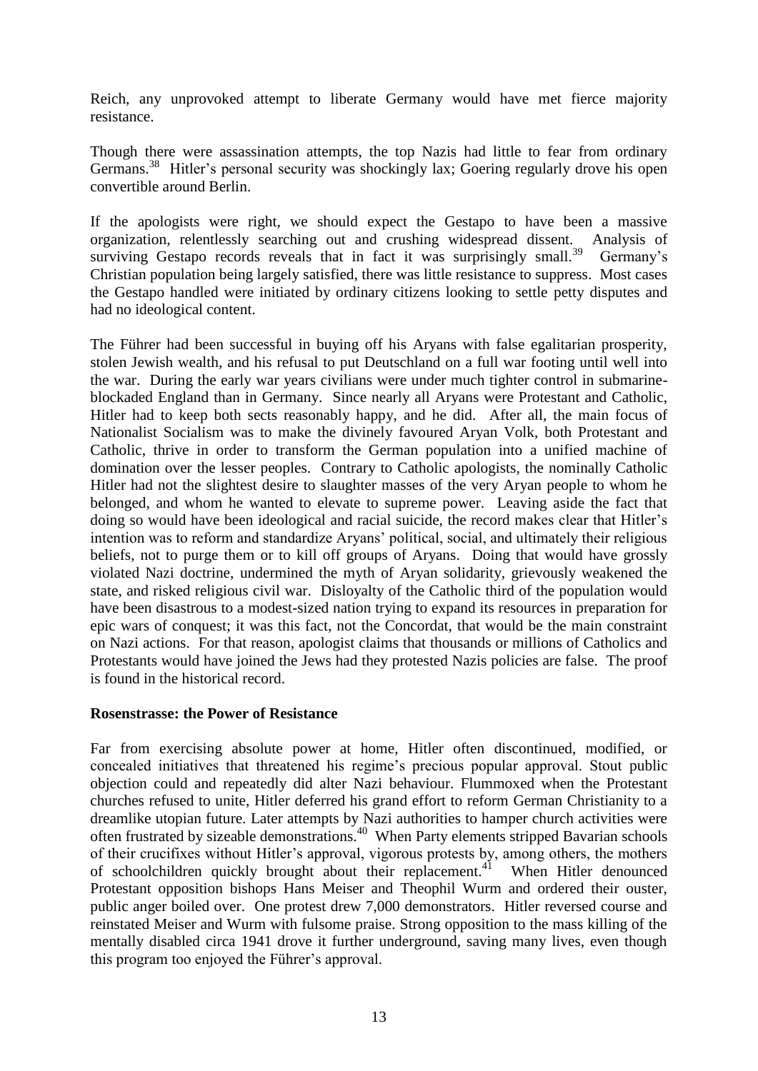Reich, any unprovoked attempt to liberate Germany would have met fierce majority resistance.

Though there were assassination attempts, the top Nazis had little to fear from ordinary Germans.[38] Hitler's personal security was shockingly lax; Goering regularly drove his open convertible around Berlin.

If the apologists were right, we should expect the Gestapo to have been a massive organization, relentlessly searching out and crushing widespread dissent. Analysis of surviving Gestapo records reveals that in fact it was surprisingly small.[39] Germany's Christian population being largely satisfied, there was little resistance to suppress. Most cases the Gestapo handled were initiated by ordinary citizens looking to settle petty disputes and had no ideological content.

The Führer had been successful in buying off his Aryans with false egalitarian prosperity, stolen Jewish wealth, and his refusal to put Deutschland on a full war footing until well into the war. During the early war years civilians were under much tighter control in submarine-blockaded England than in Germany. Since nearly all Aryans were Protestant and Catholic, Hitler had to keep both sects reasonably happy, and he did. After all, the main focus of Nationalist Socialism was to make the divinely favoured Aryan Volk, both Protestant and Catholic, thrive in order to transform the German population into a unified machine of domination over the lesser peoples. Contrary to Catholic apologists, the nominally Catholic Hitler had not the slightest desire to slaughter masses of the very Aryan people to whom he belonged, and whom he wanted to elevate to supreme power. Leaving aside the fact that doing so would have been ideological and racial suicide, the record makes clear that Hitler's intention was to reform and standardize Aryans' political, social, and ultimately their religious beliefs, not to purge them or to kill off groups of Aryans. Doing that would have grossly violated Nazi doctrine, undermined the myth of Aryan solidarity, grievously weakened the state, and risked religious civil war. Disloyalty of the Catholic third of the population would have been disastrous to a modest-sized nation trying to expand its resources in preparation for epic wars of conquest; it was this fact, not the Concordat, that would be the main constraint on Nazi actions. For that reason, apologist claims that thousands or millions of Catholics and Protestants would have joined the Jews had they protested Nazis policies are false. The proof is found in the historical record.

**Rosenstrasse: the Power of Resistance**

Far from exercising absolute power at home, Hitler often discontinued, modified, or concealed initiatives that threatened his regime's precious popular approval. Stout public objection could and repeatedly did alter Nazi behaviour. Flummoxed when the Protestant churches refused to unite, Hitler deferred his grand effort to reform German Christianity to a dreamlike utopian future. Later attempts by Nazi authorities to hamper church activities were often frustrated by sizeable demonstrations.[40] When Party elements stripped Bavarian schools of their crucifixes without Hitler's approval, vigorous protests by, among others, the mothers of schoolchildren quickly brought about their replacement.[41] When Hitler denounced Protestant opposition bishops Hans Meiser and Theophil Wurm and ordered their ouster, public anger boiled over. One protest drew 7,000 demonstrators. Hitler reversed course and reinstated Meiser and Wurm with fulsome praise. Strong opposition to the mass killing of the mentally disabled circa 1941 drove it further underground, saving many lives, even though this program too enjoyed the Führer's approval.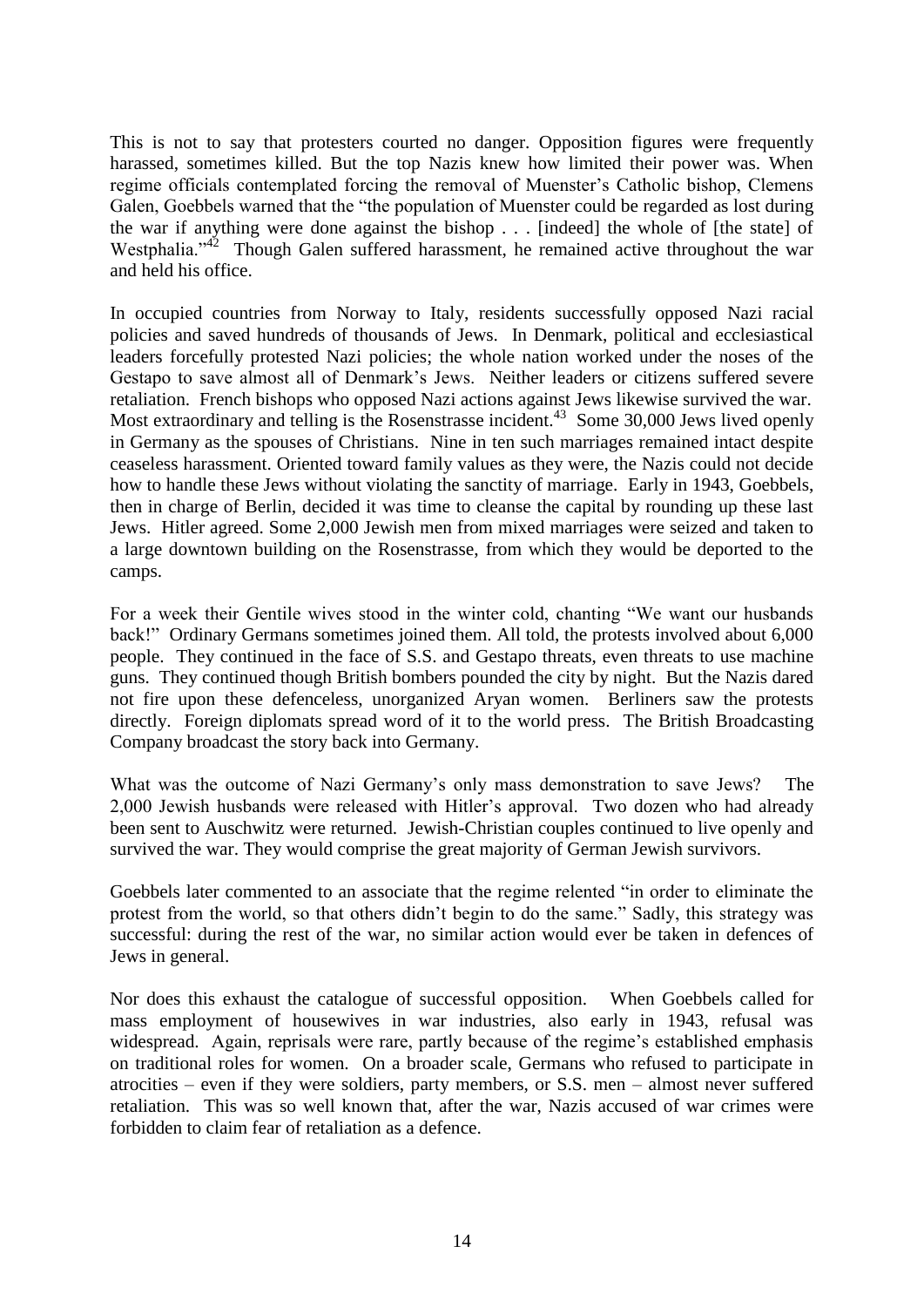This is not to say that protesters courted no danger. Opposition figures were frequently harassed, sometimes killed. But the top Nazis knew how limited their power was. When regime officials contemplated forcing the removal of Muenster's Catholic bishop, Clemens Galen, Goebbels warned that the "the population of Muenster could be regarded as lost during the war if anything were done against the bishop . . . [indeed] the whole of [the state] of Westphalia."[42] Though Galen suffered harassment, he remained active throughout the war and held his office.

In occupied countries from Norway to Italy, residents successfully opposed Nazi racial policies and saved hundreds of thousands of Jews. In Denmark, political and ecclesiastical leaders forcefully protested Nazi policies; the whole nation worked under the noses of the Gestapo to save almost all of Denmark's Jews. Neither leaders or citizens suffered severe retaliation. French bishops who opposed Nazi actions against Jews likewise survived the war. Most extraordinary and telling is the Rosenstrasse incident.[43] Some 30,000 Jews lived openly in Germany as the spouses of Christians. Nine in ten such marriages remained intact despite ceaseless harassment. Oriented toward family values as they were, the Nazis could not decide how to handle these Jews without violating the sanctity of marriage. Early in 1943, Goebbels, then in charge of Berlin, decided it was time to cleanse the capital by rounding up these last Jews. Hitler agreed. Some 2,000 Jewish men from mixed marriages were seized and taken to a large downtown building on the Rosenstrasse, from which they would be deported to the camps.

For a week their Gentile wives stood in the winter cold, chanting "We want our husbands back!" Ordinary Germans sometimes joined them. All told, the protests involved about 6,000 people. They continued in the face of S.S. and Gestapo threats, even threats to use machine guns. They continued though British bombers pounded the city by night. But the Nazis dared not fire upon these defenceless, unorganized Aryan women. Berliners saw the protests directly. Foreign diplomats spread word of it to the world press. The British Broadcasting Company broadcast the story back into Germany.

What was the outcome of Nazi Germany's only mass demonstration to save Jews? The 2,000 Jewish husbands were released with Hitler's approval. Two dozen who had already been sent to Auschwitz were returned. Jewish-Christian couples continued to live openly and survived the war. They would comprise the great majority of German Jewish survivors.

Goebbels later commented to an associate that the regime relented "in order to eliminate the protest from the world, so that others didn't begin to do the same." Sadly, this strategy was successful: during the rest of the war, no similar action would ever be taken in defences of Jews in general.

Nor does this exhaust the catalogue of successful opposition. When Goebbels called for mass employment of housewives in war industries, also early in 1943, refusal was widespread. Again, reprisals were rare, partly because of the regime's established emphasis on traditional roles for women. On a broader scale, Germans who refused to participate in atrocities – even if they were soldiers, party members, or S.S. men – almost never suffered retaliation. This was so well known that, after the war, Nazis accused of war crimes were forbidden to claim fear of retaliation as a defence.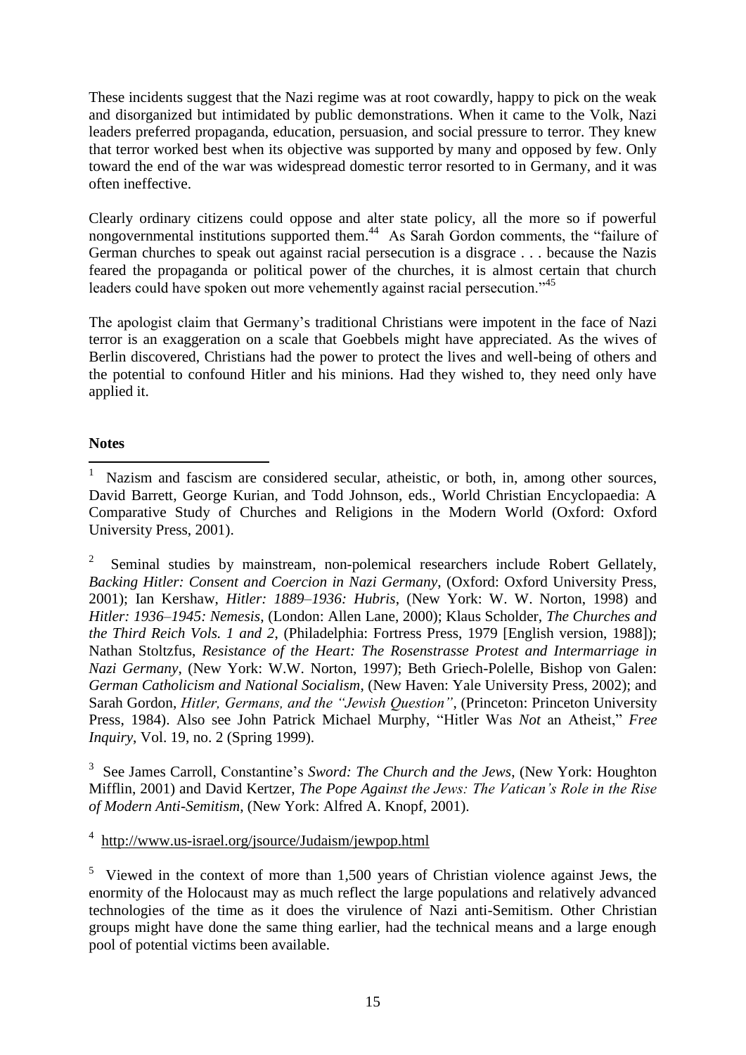These incidents suggest that the Nazi regime was at root cowardly, happy to pick on the weak and disorganized but intimidated by public demonstrations. When it came to the Volk, Nazi leaders preferred propaganda, education, persuasion, and social pressure to terror. They knew that terror worked best when its objective was supported by many and opposed by few. Only toward the end of the war was widespread domestic terror resorted to in Germany, and it was often ineffective.

Clearly ordinary citizens could oppose and alter state policy, all the more so if powerful nongovernmental institutions supported them.[44] As Sarah Gordon comments, the "failure of German churches to speak out against racial persecution is a disgrace . . . because the Nazis feared the propaganda or political power of the churches, it is almost certain that church leaders could have spoken out more vehemently against racial persecution."[45]

The apologist claim that Germany's traditional Christians were impotent in the face of Nazi terror is an exaggeration on a scale that Goebbels might have appreciated. As the wives of Berlin discovered, Christians had the power to protect the lives and well-being of others and the potential to confound Hitler and his minions. Had they wished to, they need only have applied it.

**Notes**

[1] Nazism and fascism are considered secular, atheistic, or both, in, among other sources, David Barrett, George Kurian, and Todd Johnson, eds., World Christian Encyclopaedia: A Comparative Study of Churches and Religions in the Modern World (Oxford: Oxford University Press, 2001).

[2] Seminal studies by mainstream, non-polemical researchers include Robert Gellately, *Backing Hitler: Consent and Coercion in Nazi Germany*, (Oxford: Oxford University Press, 2001); Ian Kershaw, *Hitler: 1889–1936: Hubris*, (New York: W. W. Norton, 1998) and *Hitler: 1936–1945: Nemesis*, (London: Allen Lane, 2000); Klaus Scholder, *The Churches and the Third Reich Vols. 1 and 2*, (Philadelphia: Fortress Press, 1979 [English version, 1988]); Nathan Stoltzfus, *Resistance of the Heart: The Rosenstrasse Protest and Intermarriage in Nazi Germany*, (New York: W.W. Norton, 1997); Beth Griech-Polelle, Bishop von Galen: *German Catholicism and National Socialism*, (New Haven: Yale University Press, 2002); and Sarah Gordon, *Hitler, Germans, and the "Jewish Question"*, (Princeton: Princeton University Press, 1984). Also see John Patrick Michael Murphy, "Hitler Was *Not* an Atheist," *Free Inquiry*, Vol. 19, no. 2 (Spring 1999).

[3] See James Carroll, Constantine's *Sword: The Church and the Jews*, (New York: Houghton Mifflin, 2001) and David Kertzer, *The Pope Against the Jews: The Vatican's Role in the Rise of Modern Anti-Semitism*, (New York: Alfred A. Knopf, 2001).

[4] http://www.us-israel.org/jsource/Judaism/jewpop.html

[5] Viewed in the context of more than 1,500 years of Christian violence against Jews, the enormity of the Holocaust may as much reflect the large populations and relatively advanced technologies of the time as it does the virulence of Nazi anti-Semitism. Other Christian groups might have done the same thing earlier, had the technical means and a large enough pool of potential victims been available.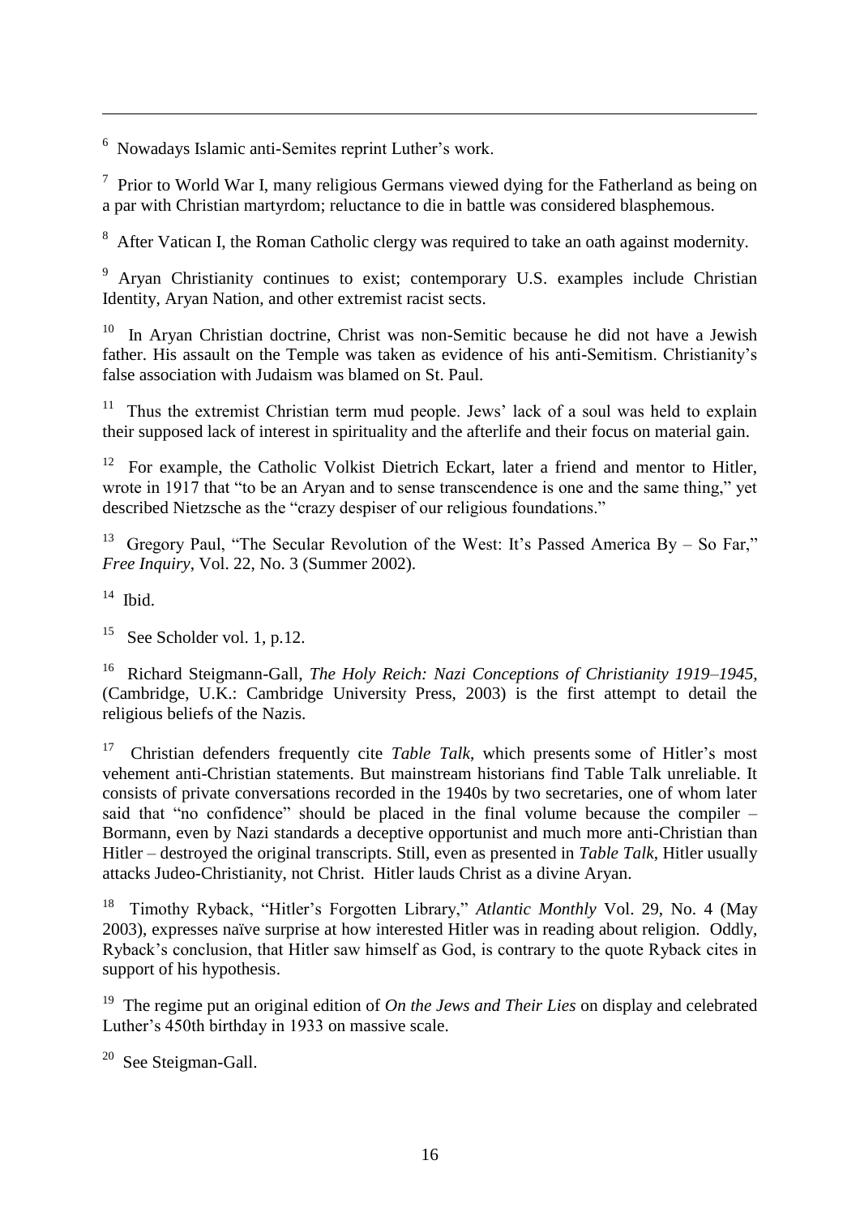[6] Nowadays Islamic anti-Semites reprint Luther's work.

[7] Prior to World War I, many religious Germans viewed dying for the Fatherland as being on a par with Christian martyrdom; reluctance to die in battle was considered blasphemous.

[8] After Vatican I, the Roman Catholic clergy was required to take an oath against modernity.

[9] Aryan Christianity continues to exist; contemporary U.S. examples include Christian Identity, Aryan Nation, and other extremist racist sects.

[10] In Aryan Christian doctrine, Christ was non-Semitic because he did not have a Jewish father. His assault on the Temple was taken as evidence of his anti-Semitism. Christianity's false association with Judaism was blamed on St. Paul.

[11] Thus the extremist Christian term mud people. Jews' lack of a soul was held to explain their supposed lack of interest in spirituality and the afterlife and their focus on material gain.

[12] For example, the Catholic Volkist Dietrich Eckart, later a friend and mentor to Hitler, wrote in 1917 that "to be an Aryan and to sense transcendence is one and the same thing," yet described Nietzsche as the "crazy despiser of our religious foundations."

[13] Gregory Paul, "The Secular Revolution of the West: It's Passed America By – So Far," *Free Inquiry*, Vol. 22, No. 3 (Summer 2002).

[14] Ibid.

[15] See Scholder vol. 1, p.12.

[16] Richard Steigmann-Gall, *The Holy Reich: Nazi Conceptions of Christianity 1919–1945*, (Cambridge, U.K.: Cambridge University Press, 2003) is the first attempt to detail the religious beliefs of the Nazis.

[17] Christian defenders frequently cite *Table Talk*, which presents some of Hitler's most vehement anti-Christian statements. But mainstream historians find Table Talk unreliable. It consists of private conversations recorded in the 1940s by two secretaries, one of whom later said that "no confidence" should be placed in the final volume because the compiler – Bormann, even by Nazi standards a deceptive opportunist and much more anti-Christian than Hitler – destroyed the original transcripts. Still, even as presented in *Table Talk*, Hitler usually attacks Judeo-Christianity, not Christ. Hitler lauds Christ as a divine Aryan.

[18] Timothy Ryback, "Hitler's Forgotten Library," *Atlantic Monthly* Vol. 29, No. 4 (May 2003), expresses naïve surprise at how interested Hitler was in reading about religion. Oddly, Ryback's conclusion, that Hitler saw himself as God, is contrary to the quote Ryback cites in support of his hypothesis.

[19] The regime put an original edition of *On the Jews and Their Lies* on display and celebrated Luther's 450th birthday in 1933 on massive scale.

[20] See Steigman-Gall.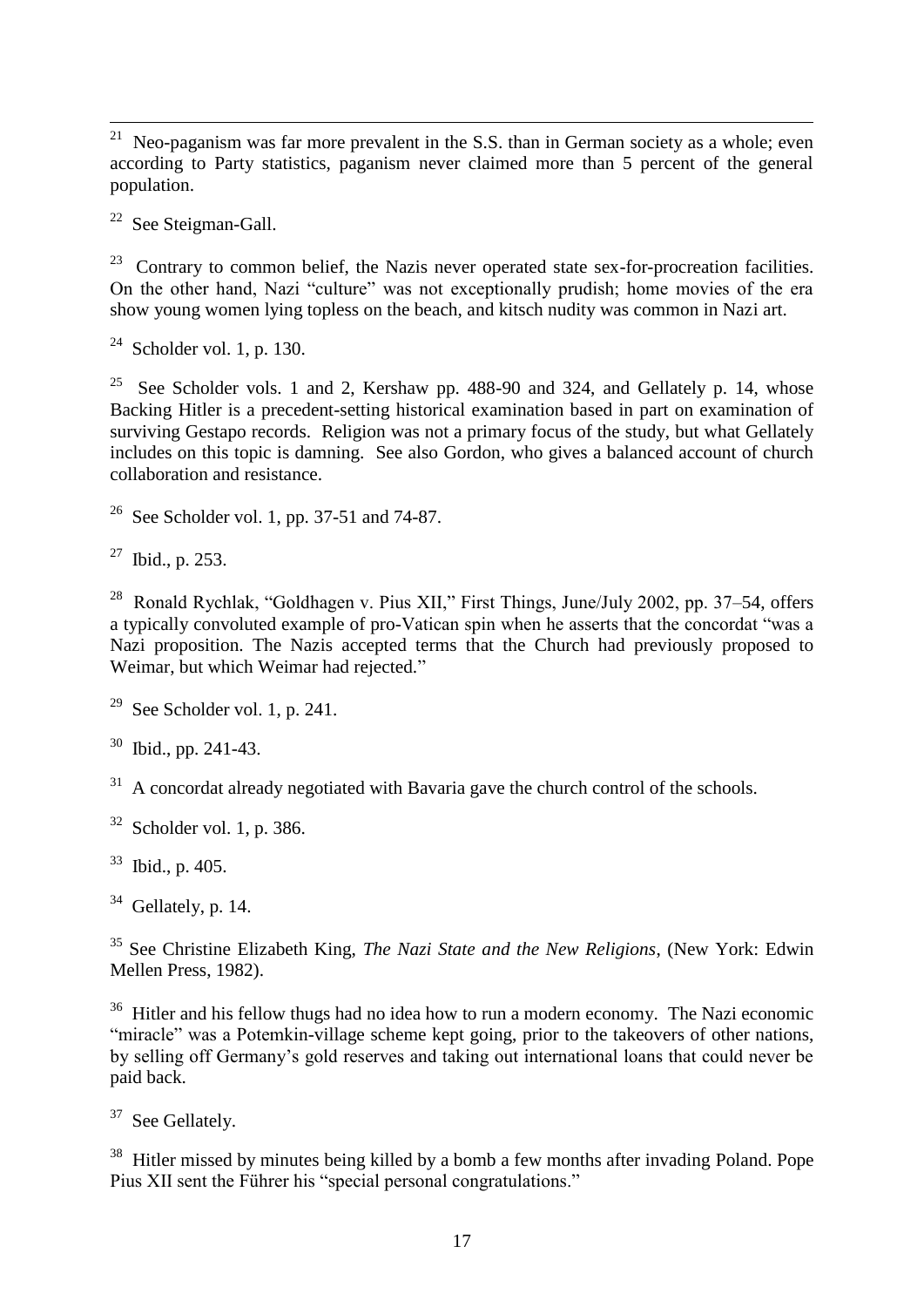[21] Neo-paganism was far more prevalent in the S.S. than in German society as a whole; even according to Party statistics, paganism never claimed more than 5 percent of the general population.

[22] See Steigman-Gall.

[23] Contrary to common belief, the Nazis never operated state sex-for-procreation facilities. On the other hand, Nazi "culture" was not exceptionally prudish; home movies of the era show young women lying topless on the beach, and kitsch nudity was common in Nazi art.

[24] Scholder vol. 1, p. 130.

[25] See Scholder vols. 1 and 2, Kershaw pp. 488-90 and 324, and Gellately p. 14, whose Backing Hitler is a precedent-setting historical examination based in part on examination of surviving Gestapo records. Religion was not a primary focus of the study, but what Gellately includes on this topic is damning. See also Gordon, who gives a balanced account of church collaboration and resistance.

[26] See Scholder vol. 1, pp. 37-51 and 74-87.

[27] Ibid., p. 253.

[28] Ronald Rychlak, "Goldhagen v. Pius XII," First Things, June/July 2002, pp. 37–54, offers a typically convoluted example of pro-Vatican spin when he asserts that the concordat "was a Nazi proposition. The Nazis accepted terms that the Church had previously proposed to Weimar, but which Weimar had rejected."

[29] See Scholder vol. 1, p. 241.

[30] Ibid., pp. 241-43.

[31] A concordat already negotiated with Bavaria gave the church control of the schools.

[32] Scholder vol. 1, p. 386.

[33] Ibid., p. 405.

[34] Gellately, p. 14.

[35] See Christine Elizabeth King, *The Nazi State and the New Religions*, (New York: Edwin Mellen Press, 1982).

[36] Hitler and his fellow thugs had no idea how to run a modern economy. The Nazi economic "miracle" was a Potemkin-village scheme kept going, prior to the takeovers of other nations, by selling off Germany's gold reserves and taking out international loans that could never be paid back.

[37] See Gellately.

[38] Hitler missed by minutes being killed by a bomb a few months after invading Poland. Pope Pius XII sent the Führer his "special personal congratulations."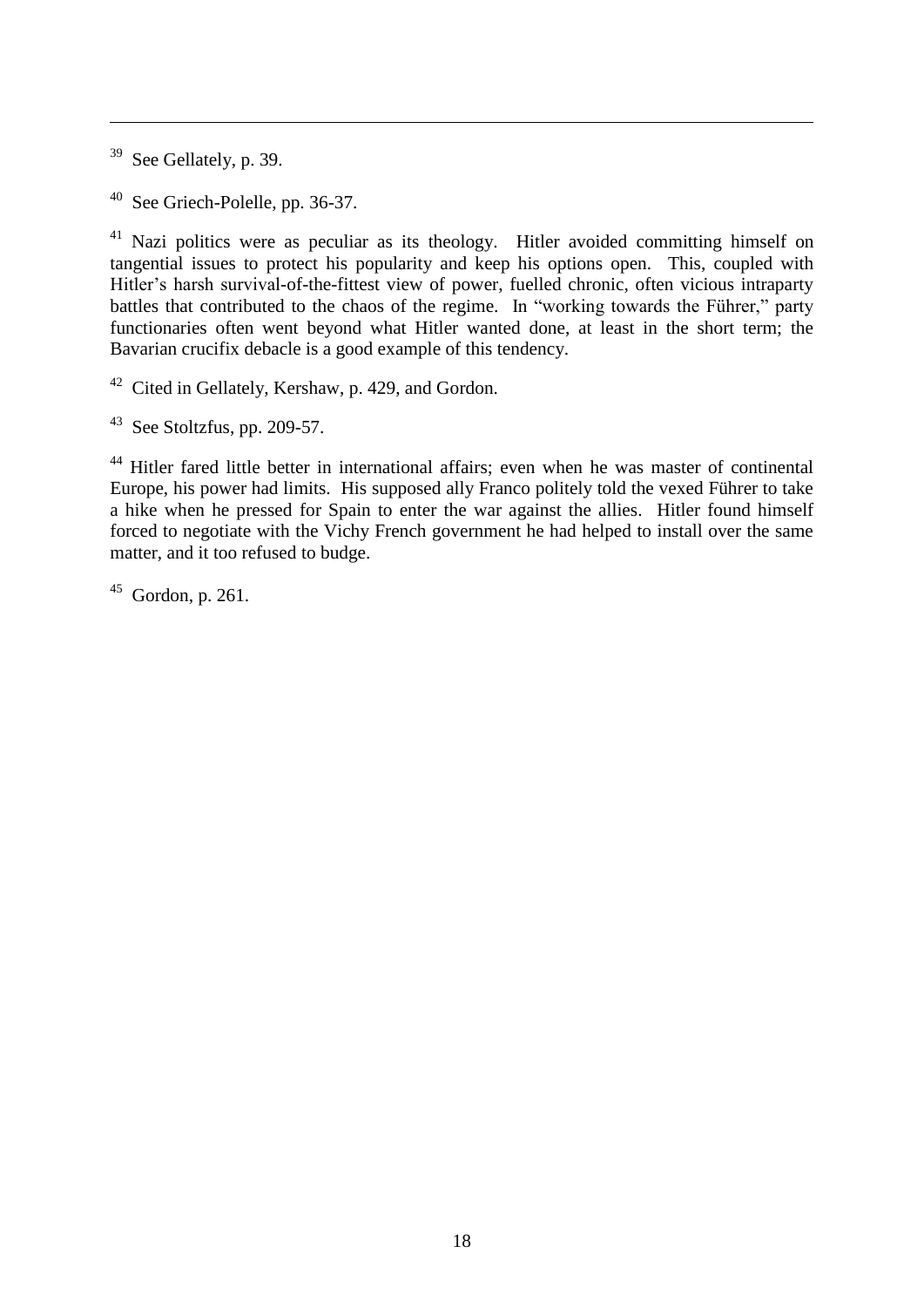[39] See Gellately, p. 39.

[40] See Griech-Polelle, pp. 36-37.

[41] Nazi politics were as peculiar as its theology. Hitler avoided committing himself on tangential issues to protect his popularity and keep his options open. This, coupled with Hitler's harsh survival-of-the-fittest view of power, fuelled chronic, often vicious intraparty battles that contributed to the chaos of the regime. In "working towards the Führer," party functionaries often went beyond what Hitler wanted done, at least in the short term; the Bavarian crucifix debacle is a good example of this tendency.

[42] Cited in Gellately, Kershaw, p. 429, and Gordon.

[43] See Stoltzfus, pp. 209-57.

[44] Hitler fared little better in international affairs; even when he was master of continental Europe, his power had limits. His supposed ally Franco politely told the vexed Führer to take a hike when he pressed for Spain to enter the war against the allies. Hitler found himself forced to negotiate with the Vichy French government he had helped to install over the same matter, and it too refused to budge.

[45] Gordon, p. 261.